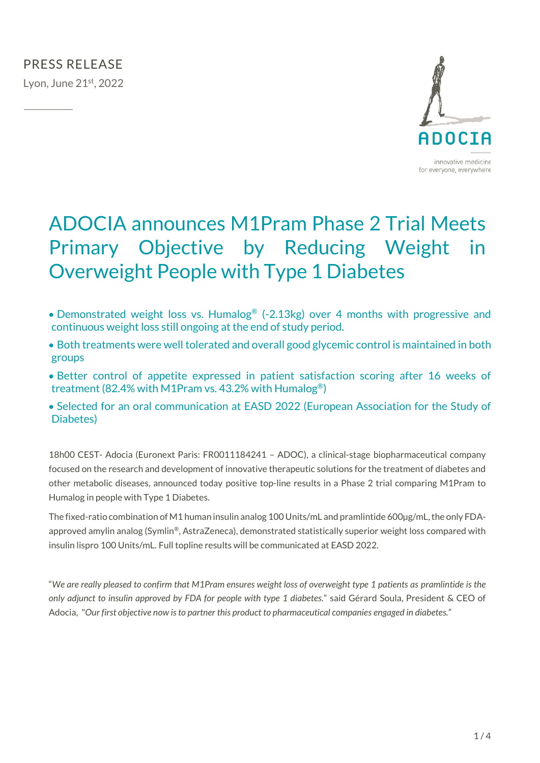PRESS RELEASE

Lyon, June 21st, 2022

ADOCIA

innovative medicine for everyone, everywhere

# ADOCIA announces M1Pram Phase 2 Trial Meets Primary Objective by Reducing Weight in Overweight People with Type 1 Diabetes

- Demonstrated weight loss vs. Humalog® (-2.13kg) over 4 months with progressive and continuous weight loss still ongoing at the end of study period.
- Both treatments were well tolerated and overall good glycemic control is maintained in both groups
- Better control of appetite expressed in patient satisfaction scoring after 16 weeks of treatment (82.4% with M1Pram vs. 43.2% with Humalog®)
- Selected for an oral communication at EASD 2022 (European Association for the Study of Diabetes)

18h00 CEST- Adocia (Euronext Paris: FR0011184241 – ADOC), a clinical-stage biopharmaceutical company focused on the research and development of innovative therapeutic solutions for the treatment of diabetes and other metabolic diseases, announced today positive top-line results in a Phase 2 trial comparing M1Pram to Humalog in people with Type 1 Diabetes.

The fixed-ratio combination of M1 human insulin analog 100 Units/mL and pramlintide 600µg/mL, the only FDA-approved amylin analog (Symlin®, AstraZeneca), demonstrated statistically superior weight loss compared with insulin lispro 100 Units/mL. Full topline results will be communicated at EASD 2022.

"*We are really pleased to confirm that M1Pram ensures weight loss of overweight type 1 patients as pramlintide is the only adjunct to insulin approved by FDA for people with type 1 diabetes.*" said Gérard Soula, President & CEO of Adocia, "*Our first objective now is to partner this product to pharmaceutical companies engaged in diabetes.*"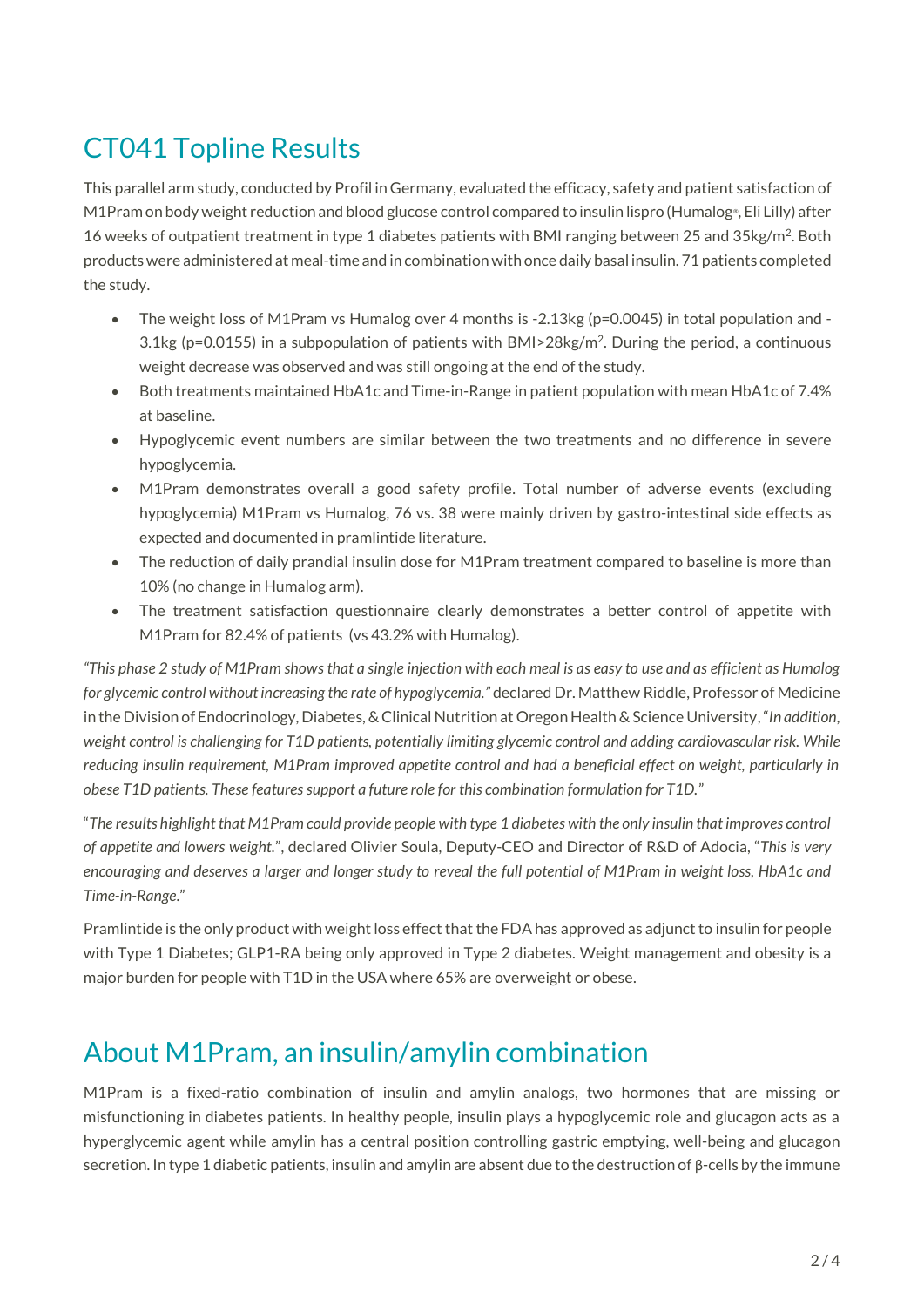## CT041 Topline Results

This parallel arm study, conducted by Profil in Germany, evaluated the efficacy, safety and patient satisfaction of M1Pram on body weight reduction and blood glucose control compared to insulin lispro (Humalog®, Eli Lilly) after 16 weeks of outpatient treatment in type 1 diabetes patients with BMI ranging between 25 and 35kg/m$^2$. Both products were administered at meal-time and in combination with once daily basal insulin. 71 patients completed the study.

- The weight loss of M1Pram vs Humalog over 4 months is -2.13kg ($p=0.0045$) in total population and -3.1kg ($p=0.0155$) in a subpopulation of patients with BMI>28kg/m$^2$. During the period, a continuous weight decrease was observed and was still ongoing at the end of the study.
- Both treatments maintained HbA1c and Time-in-Range in patient population with mean HbA1c of 7.4% at baseline.
- Hypoglycemic event numbers are similar between the two treatments and no difference in severe hypoglycemia.
- M1Pram demonstrates overall a good safety profile. Total number of adverse events (excluding hypoglycemia) M1Pram vs Humalog, 76 vs. 38 were mainly driven by gastro-intestinal side effects as expected and documented in pramlintide literature.
- The reduction of daily prandial insulin dose for M1Pram treatment compared to baseline is more than 10% (no change in Humalog arm).
- The treatment satisfaction questionnaire clearly demonstrates a better control of appetite with M1Pram for 82.4% of patients (vs 43.2% with Humalog).

*"This phase 2 study of M1Pram shows that a single injection with each meal is as easy to use and as efficient as Humalog for glycemic control without increasing the rate of hypoglycemia."* declared Dr. Matthew Riddle, Professor of Medicine in the Division of Endocrinology, Diabetes, & Clinical Nutrition at Oregon Health & Science University, "*In addition, weight control is challenging for T1D patients, potentially limiting glycemic control and adding cardiovascular risk. While reducing insulin requirement, M1Pram improved appetite control and had a beneficial effect on weight, particularly in obese T1D patients. These features support a future role for this combination formulation for T1D.*"

"*The results highlight that M1Pram could provide people with type 1 diabetes with the only insulin that improves control of appetite and lowers weight.*", declared Olivier Soula, Deputy-CEO and Director of R&D of Adocia, "*This is very encouraging and deserves a larger and longer study to reveal the full potential of M1Pram in weight loss, HbA1c and Time-in-Range.*"

Pramlintide is the only product with weight loss effect that the FDA has approved as adjunct to insulin for people with Type 1 Diabetes; GLP1-RA being only approved in Type 2 diabetes. Weight management and obesity is a major burden for people with T1D in the USA where 65% are overweight or obese.

## About M1Pram, an insulin/amylin combination

M1Pram is a fixed-ratio combination of insulin and amylin analogs, two hormones that are missing or misfunctioning in diabetes patients. In healthy people, insulin plays a hypoglycemic role and glucagon acts as a hyperglycemic agent while amylin has a central position controlling gastric emptying, well-being and glucagon secretion. In type 1 diabetic patients, insulin and amylin are absent due to the destruction of β-cells by the immune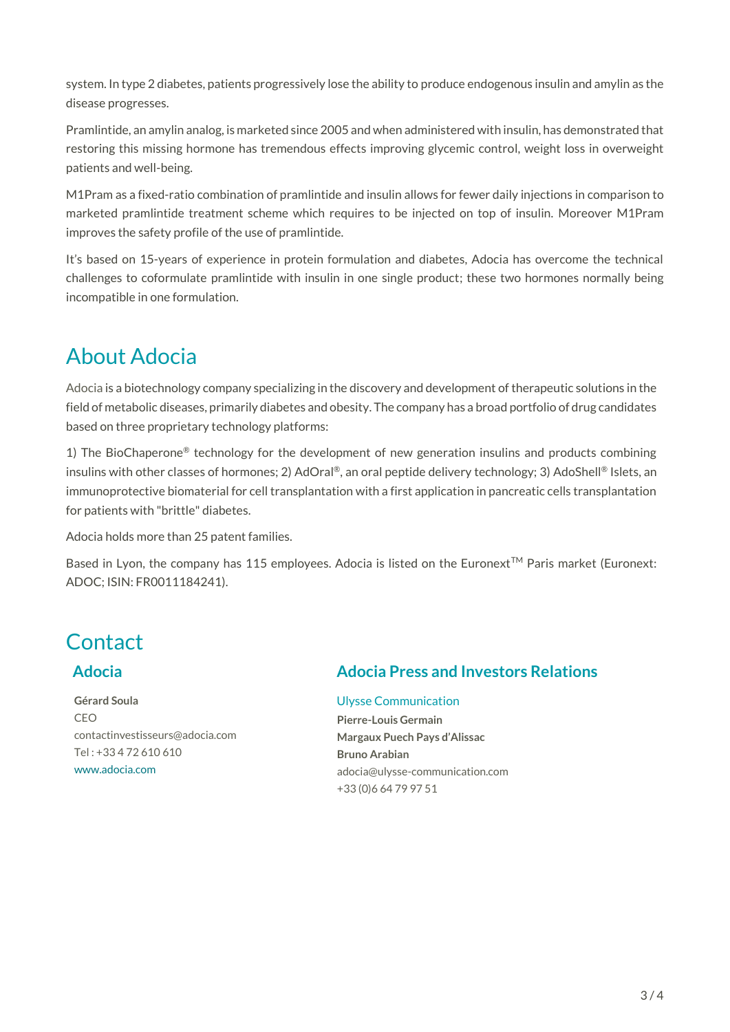system. In type 2 diabetes, patients progressively lose the ability to produce endogenous insulin and amylin as the disease progresses.

Pramlintide, an amylin analog, is marketed since 2005 and when administered with insulin, has demonstrated that restoring this missing hormone has tremendous effects improving glycemic control, weight loss in overweight patients and well-being.

M1Pram as a fixed-ratio combination of pramlintide and insulin allows for fewer daily injections in comparison to marketed pramlintide treatment scheme which requires to be injected on top of insulin. Moreover M1Pram improves the safety profile of the use of pramlintide.

It's based on 15-years of experience in protein formulation and diabetes, Adocia has overcome the technical challenges to coformulate pramlintide with insulin in one single product; these two hormones normally being incompatible in one formulation.

# About Adocia

Adocia is a biotechnology company specializing in the discovery and development of therapeutic solutions in the field of metabolic diseases, primarily diabetes and obesity. The company has a broad portfolio of drug candidates based on three proprietary technology platforms:

1) The BioChaperone® technology for the development of new generation insulins and products combining insulins with other classes of hormones; 2) AdOral®, an oral peptide delivery technology; 3) AdoShell® Islets, an immunoprotective biomaterial for cell transplantation with a first application in pancreatic cells transplantation for patients with "brittle" diabetes.

Adocia holds more than 25 patent families.

Based in Lyon, the company has 115 employees. Adocia is listed on the Euronext™ Paris market (Euronext: ADOC; ISIN: FR0011184241).

# Contact

## Adocia

**Gérard Soula**
CEO
contactinvestisseurs@adocia.com
Tel : +33 4 72 610 610
www.adocia.com

## Adocia Press and Investors Relations

Ulysse Communication
**Pierre-Louis Germain**
**Margaux Puech Pays d'Alissac**
**Bruno Arabian**
adocia@ulysse-communication.com
+33 (0)6 64 79 97 51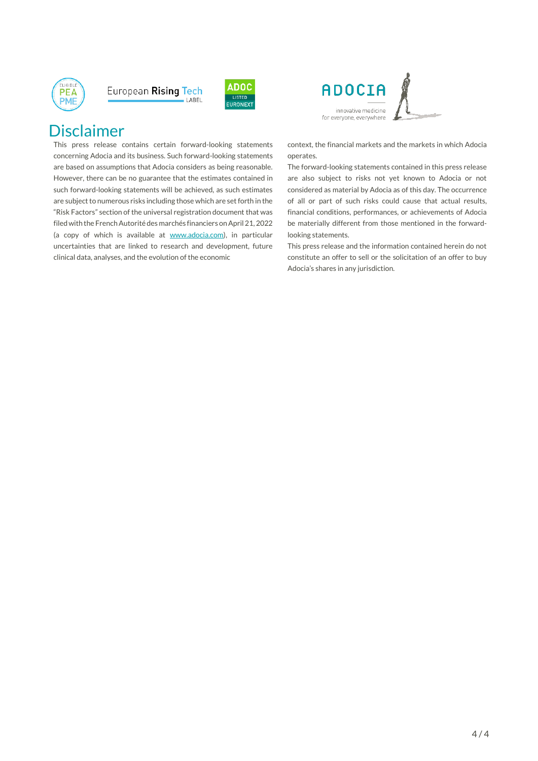# Disclaimer

This press release contains certain forward-looking statements concerning Adocia and its business. Such forward-looking statements are based on assumptions that Adocia considers as being reasonable. However, there can be no guarantee that the estimates contained in such forward-looking statements will be achieved, as such estimates are subject to numerous risks including those which are set forth in the "Risk Factors" section of the universal registration document that was filed with the French Autorité des marchés financiers on April 21, 2022 (a copy of which is available at www.adocia.com), in particular uncertainties that are linked to research and development, future clinical data, analyses, and the evolution of the economic context, the financial markets and the markets in which Adocia operates.

The forward-looking statements contained in this press release are also subject to risks not yet known to Adocia or not considered as material by Adocia as of this day. The occurrence of all or part of such risks could cause that actual results, financial conditions, performances, or achievements of Adocia be materially different from those mentioned in the forward-looking statements.

This press release and the information contained herein do not constitute an offer to sell or the solicitation of an offer to buy Adocia's shares in any jurisdiction.